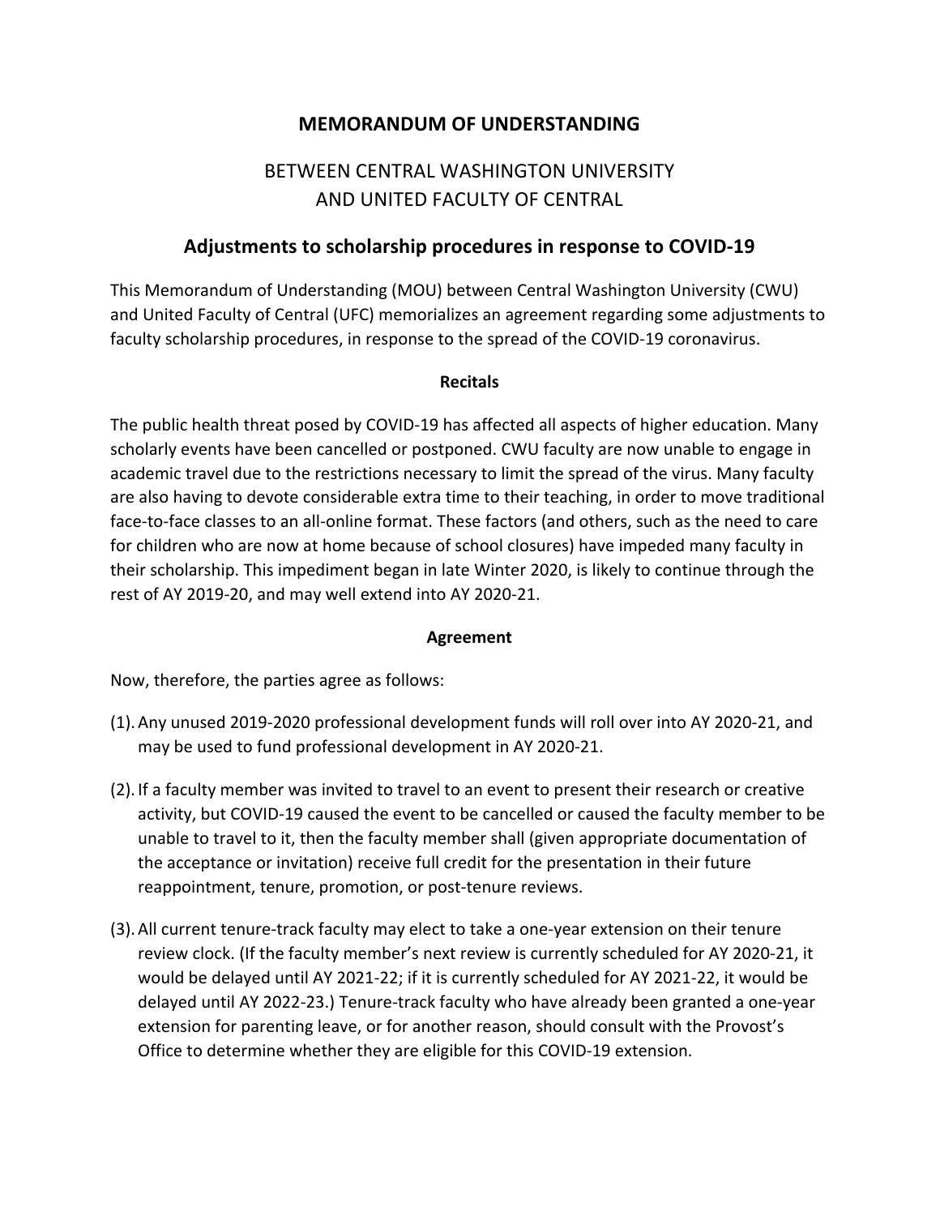# MEMORANDUM OF UNDERSTANDING

## BETWEEN CENTRAL WASHINGTON UNIVERSITY AND UNITED FACULTY OF CENTRAL

## Adjustments to scholarship procedures in response to COVID-19

This Memorandum of Understanding (MOU) between Central Washington University (CWU) and United Faculty of Central (UFC) memorializes an agreement regarding some adjustments to faculty scholarship procedures, in response to the spread of the COVID-19 coronavirus.

**Recitals**

The public health threat posed by COVID-19 has affected all aspects of higher education. Many scholarly events have been cancelled or postponed. CWU faculty are now unable to engage in academic travel due to the restrictions necessary to limit the spread of the virus. Many faculty are also having to devote considerable extra time to their teaching, in order to move traditional face-to-face classes to an all-online format. These factors (and others, such as the need to care for children who are now at home because of school closures) have impeded many faculty in their scholarship. This impediment began in late Winter 2020, is likely to continue through the rest of AY 2019-20, and may well extend into AY 2020-21.

**Agreement**

Now, therefore, the parties agree as follows:

(1). Any unused 2019-2020 professional development funds will roll over into AY 2020-21, and may be used to fund professional development in AY 2020-21.

(2). If a faculty member was invited to travel to an event to present their research or creative activity, but COVID-19 caused the event to be cancelled or caused the faculty member to be unable to travel to it, then the faculty member shall (given appropriate documentation of the acceptance or invitation) receive full credit for the presentation in their future reappointment, tenure, promotion, or post-tenure reviews.

(3). All current tenure-track faculty may elect to take a one-year extension on their tenure review clock. (If the faculty member's next review is currently scheduled for AY 2020-21, it would be delayed until AY 2021-22; if it is currently scheduled for AY 2021-22, it would be delayed until AY 2022-23.) Tenure-track faculty who have already been granted a one-year extension for parenting leave, or for another reason, should consult with the Provost's Office to determine whether they are eligible for this COVID-19 extension.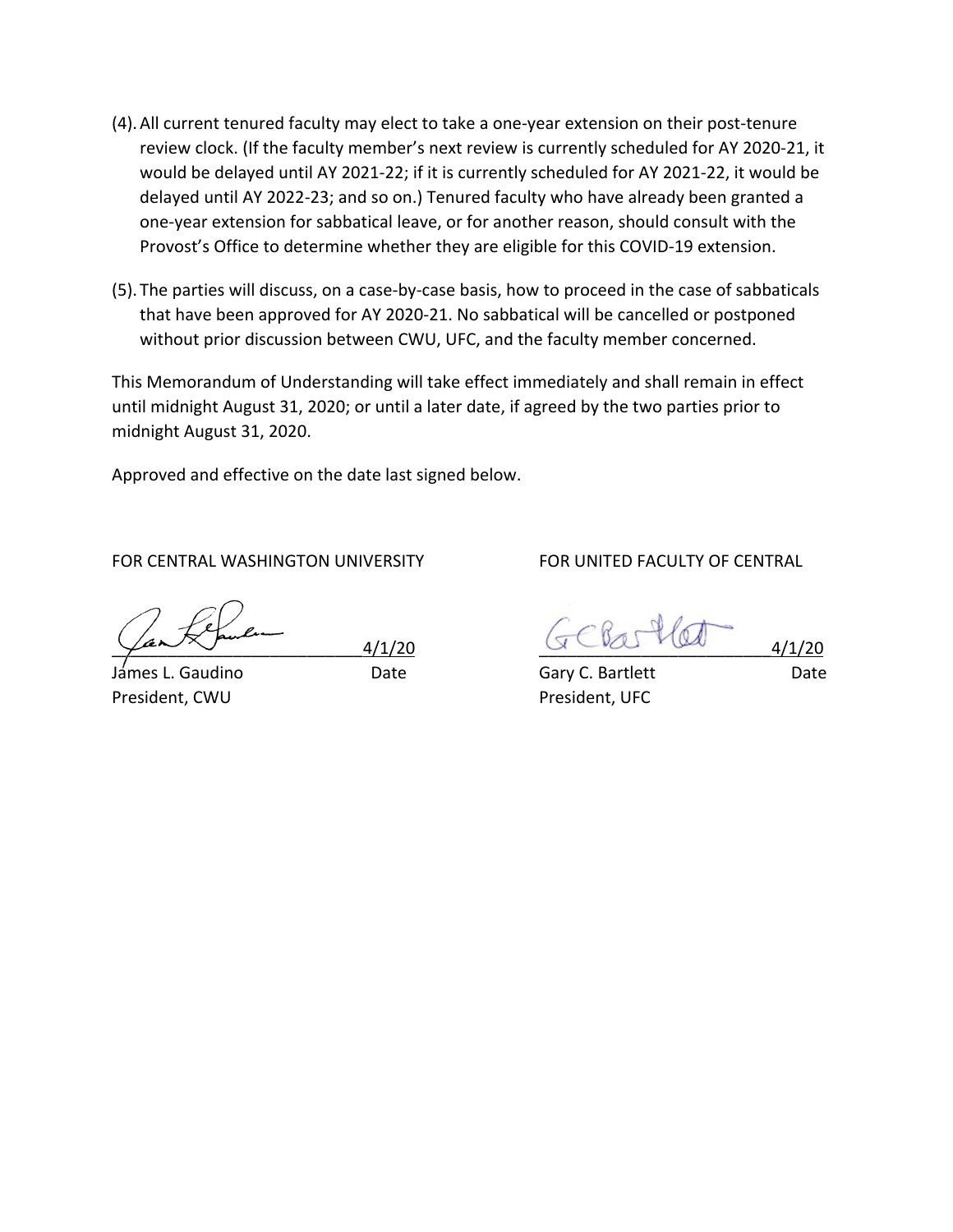(4). All current tenured faculty may elect to take a one-year extension on their post-tenure review clock. (If the faculty member's next review is currently scheduled for AY 2020-21, it would be delayed until AY 2021-22; if it is currently scheduled for AY 2021-22, it would be delayed until AY 2022-23; and so on.) Tenured faculty who have already been granted a one-year extension for sabbatical leave, or for another reason, should consult with the Provost's Office to determine whether they are eligible for this COVID-19 extension.

(5). The parties will discuss, on a case-by-case basis, how to proceed in the case of sabbaticals that have been approved for AY 2020-21. No sabbatical will be cancelled or postponed without prior discussion between CWU, UFC, and the faculty member concerned.

This Memorandum of Understanding will take effect immediately and shall remain in effect until midnight August 31, 2020; or until a later date, if agreed by the two parties prior to midnight August 31, 2020.

Approved and effective on the date last signed below.

FOR CENTRAL WASHINGTON UNIVERSITY

_________________________ 4/1/20
James L. Gaudino Date
President, CWU

FOR UNITED FACULTY OF CENTRAL

_________________________ 4/1/20
Gary C. Bartlett Date
President, UFC